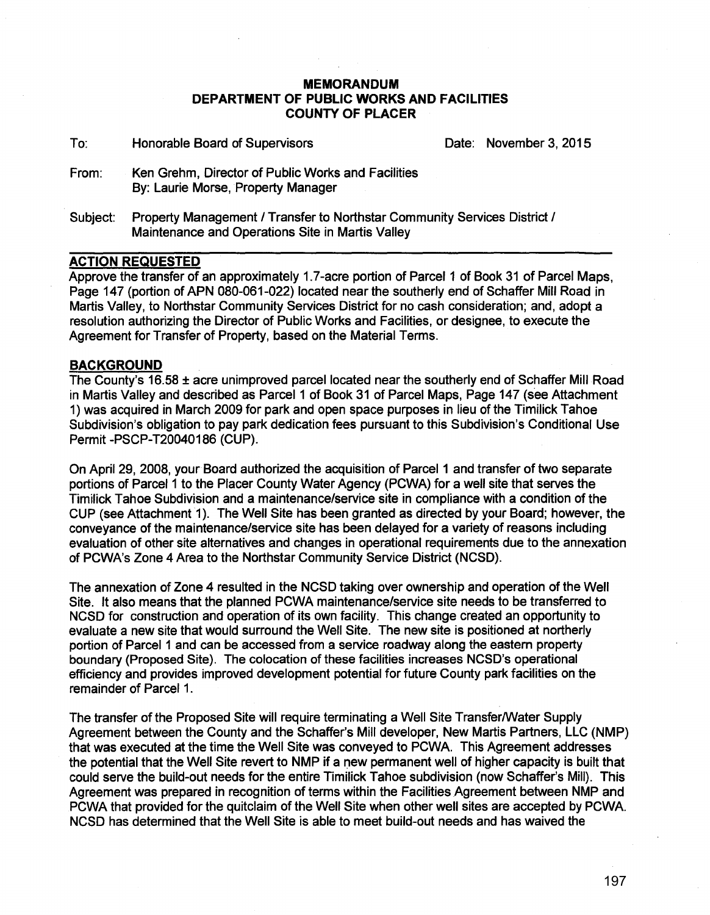# MEMORANDUM
## DEPARTMENT OF PUBLIC WORKS AND FACILITIES
## COUNTY OF PLACER

To: Honorable Board of Supervisors

Date: November 3, 2015

From: Ken Grehm, Director of Public Works and Facilities
By: Laurie Morse, Property Manager

Subject: Property Management / Transfer to Northstar Community Services District / Maintenance and Operations Site in Martis Valley

## ACTION REQUESTED

Approve the transfer of an approximately 1.7-acre portion of Parcel 1 of Book 31 of Parcel Maps, Page 147 (portion of APN 080-061-022) located near the southerly end of Schaffer Mill Road in Martis Valley, to Northstar Community Services District for no cash consideration; and, adopt a resolution authorizing the Director of Public Works and Facilities, or designee, to execute the Agreement for Transfer of Property, based on the Material Terms.

## BACKGROUND

The County's 16.58 ± acre unimproved parcel located near the southerly end of Schaffer Mill Road in Martis Valley and described as Parcel 1 of Book 31 of Parcel Maps, Page 147 (see Attachment 1) was acquired in March 2009 for park and open space purposes in lieu of the Timilick Tahoe Subdivision's obligation to pay park dedication fees pursuant to this Subdivision's Conditional Use Permit -PSCP-T20040186 (CUP).

On April 29, 2008, your Board authorized the acquisition of Parcel 1 and transfer of two separate portions of Parcel 1 to the Placer County Water Agency (PCWA) for a well site that serves the Timilick Tahoe Subdivision and a maintenance/service site in compliance with a condition of the CUP (see Attachment 1). The Well Site has been granted as directed by your Board; however, the conveyance of the maintenance/service site has been delayed for a variety of reasons including evaluation of other site alternatives and changes in operational requirements due to the annexation of PCWA's Zone 4 Area to the Northstar Community Service District (NCSD).

The annexation of Zone 4 resulted in the NCSD taking over ownership and operation of the Well Site. It also means that the planned PCWA maintenance/service site needs to be transferred to NCSD for construction and operation of its own facility. This change created an opportunity to evaluate a new site that would surround the Well Site. The new site is positioned at northerly portion of Parcel 1 and can be accessed from a service roadway along the eastern property boundary (Proposed Site). The colocation of these facilities increases NCSD's operational efficiency and provides improved development potential for future County park facilities on the remainder of Parcel 1.

The transfer of the Proposed Site will require terminating a Well Site Transfer/Water Supply Agreement between the County and the Schaffer's Mill developer, New Martis Partners, LLC (NMP) that was executed at the time the Well Site was conveyed to PCWA. This Agreement addresses the potential that the Well Site revert to NMP if a new permanent well of higher capacity is built that could serve the build-out needs for the entire Timilick Tahoe subdivision (now Schaffer's Mill). This Agreement was prepared in recognition of terms within the Facilities Agreement between NMP and PCWA that provided for the quitclaim of the Well Site when other well sites are accepted by PCWA. NCSD has determined that the Well Site is able to meet build-out needs and has waived the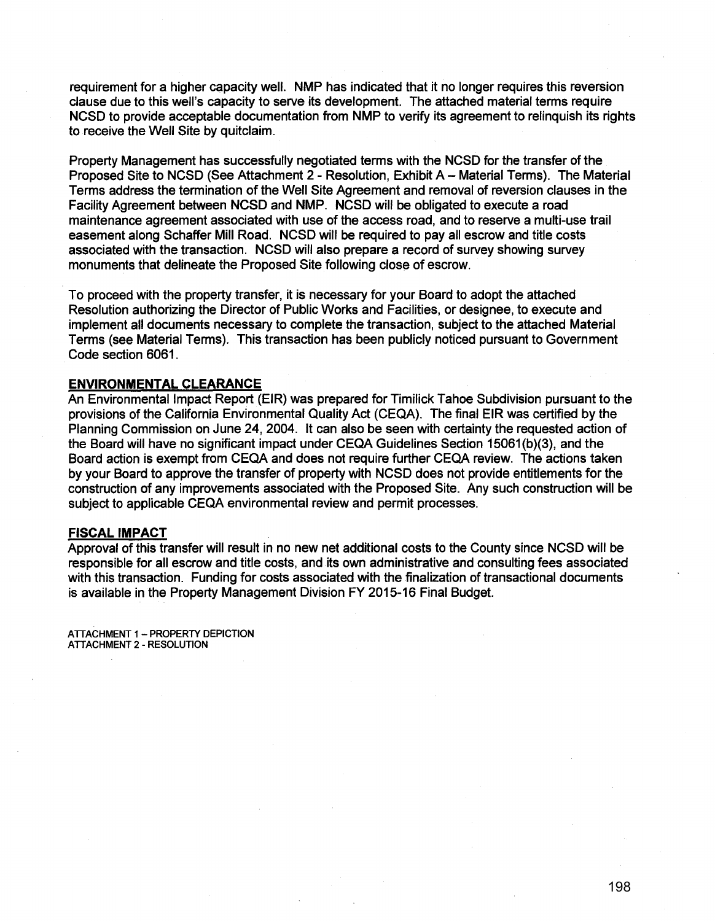requirement for a higher capacity well. NMP has indicated that it no longer requires this reversion clause due to this well's capacity to serve its development. The attached material terms require NCSD to provide acceptable documentation from NMP to verify its agreement to relinquish its rights to receive the Well Site by quitclaim.

Property Management has successfully negotiated terms with the NCSD for the transfer of the Proposed Site to NCSD (See Attachment 2 - Resolution, Exhibit A – Material Terms). The Material Terms address the termination of the Well Site Agreement and removal of reversion clauses in the Facility Agreement between NCSD and NMP. NCSD will be obligated to execute a road maintenance agreement associated with use of the access road, and to reserve a multi-use trail easement along Schaffer Mill Road. NCSD will be required to pay all escrow and title costs associated with the transaction. NCSD will also prepare a record of survey showing survey monuments that delineate the Proposed Site following close of escrow.

To proceed with the property transfer, it is necessary for your Board to adopt the attached Resolution authorizing the Director of Public Works and Facilities, or designee, to execute and implement all documents necessary to complete the transaction, subject to the attached Material Terms (see Material Terms). This transaction has been publicly noticed pursuant to Government Code section 6061.

## ENVIRONMENTAL CLEARANCE

An Environmental Impact Report (EIR) was prepared for Timilick Tahoe Subdivision pursuant to the provisions of the California Environmental Quality Act (CEQA). The final EIR was certified by the Planning Commission on June 24, 2004. It can also be seen with certainty the requested action of the Board will have no significant impact under CEQA Guidelines Section 15061(b)(3), and the Board action is exempt from CEQA and does not require further CEQA review. The actions taken by your Board to approve the transfer of property with NCSD does not provide entitlements for the construction of any improvements associated with the Proposed Site. Any such construction will be subject to applicable CEQA environmental review and permit processes.

## FISCAL IMPACT

Approval of this transfer will result in no new net additional costs to the County since NCSD will be responsible for all escrow and title costs, and its own administrative and consulting fees associated with this transaction. Funding for costs associated with the finalization of transactional documents is available in the Property Management Division FY 2015-16 Final Budget.

ATTACHMENT 1 – PROPERTY DEPICTION
ATTACHMENT 2 - RESOLUTION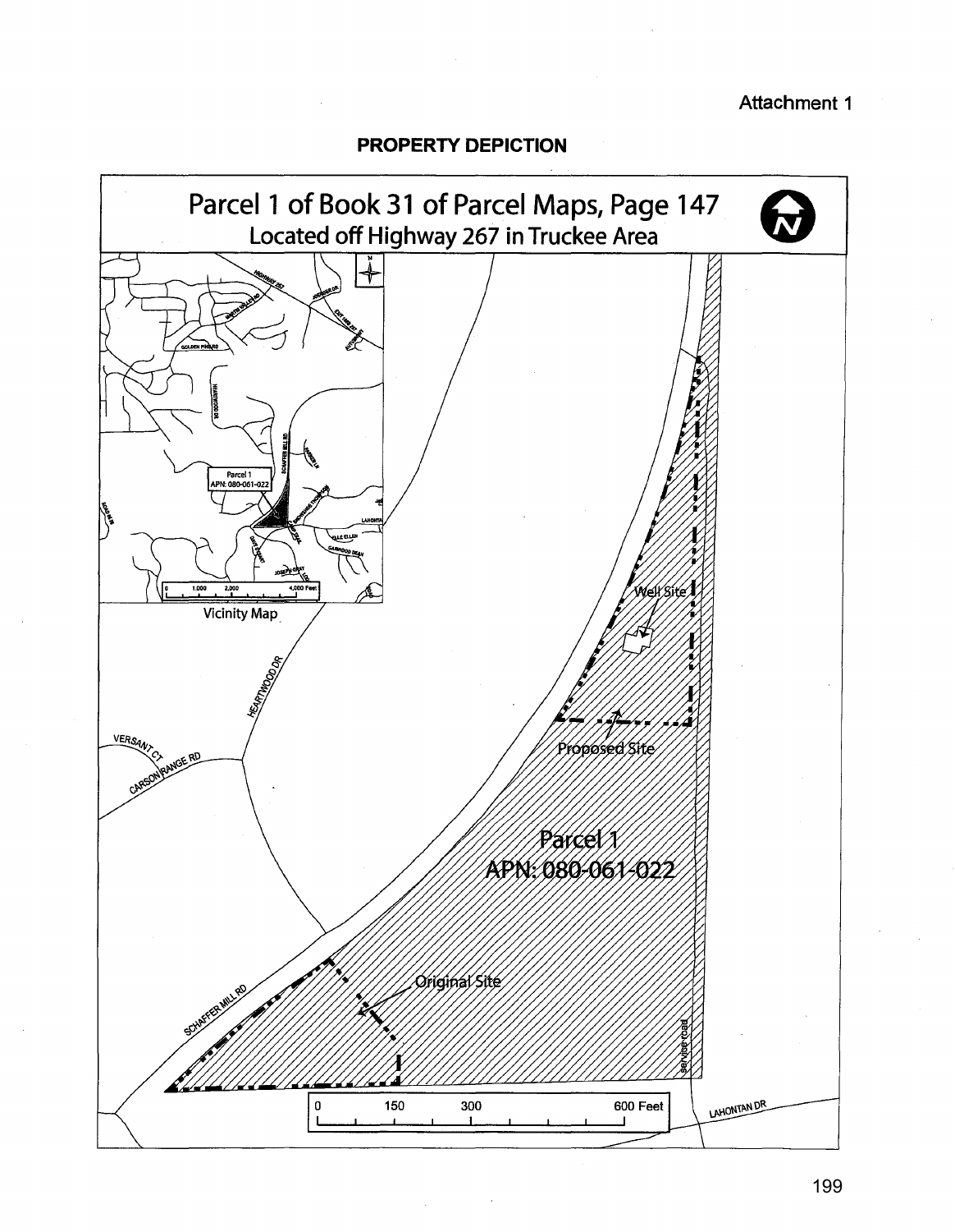Attachment 1

**PROPERTY DEPICTION**

Parcel 1 of Book 31 of Parcel Maps, Page 147

Located off Highway 267 in Truckee Area

Vicinity Map

Parcel 1
APN: 080-061-022

0 1,000 2,000 4,000 Feet

HEARTWOOD DR

VERSANT CT

CARSON RANGE RD

SCHAFFER MILL RD

LAHONTAN DR

service road

Well Site

Proposed Site

Parcel 1
APN: 080-061-022

Original Site

0 150 300 600 Feet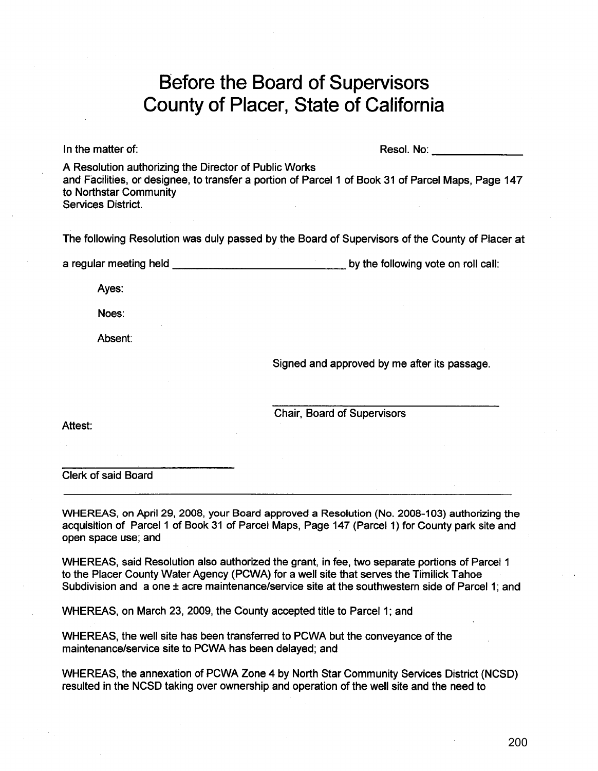# Before the Board of Supervisors County of Placer, State of California

In the matter of: Resol. No: _______________

A Resolution authorizing the Director of Public Works and Facilities, or designee, to transfer a portion of Parcel 1 of Book 31 of Parcel Maps, Page 147 to Northstar Community Services District.

The following Resolution was duly passed by the Board of Supervisors of the County of Placer at a regular meeting held _____________________________ by the following vote on roll call:

Ayes:

Noes:

Absent:

Signed and approved by me after its passage.

_____________________________________

Chair, Board of Supervisors

Attest:

_____________________________

Clerk of said Board

---

WHEREAS, on April 29, 2008, your Board approved a Resolution (No. 2008-103) authorizing the acquisition of Parcel 1 of Book 31 of Parcel Maps, Page 147 (Parcel 1) for County park site and open space use; and

WHEREAS, said Resolution also authorized the grant, in fee, two separate portions of Parcel 1 to the Placer County Water Agency (PCWA) for a well site that serves the Timilick Tahoe Subdivision and a one ± acre maintenance/service site at the southwestern side of Parcel 1; and

WHEREAS, on March 23, 2009, the County accepted title to Parcel 1; and

WHEREAS, the well site has been transferred to PCWA but the conveyance of the maintenance/service site to PCWA has been delayed; and

WHEREAS, the annexation of PCWA Zone 4 by North Star Community Services District (NCSD) resulted in the NCSD taking over ownership and operation of the well site and the need to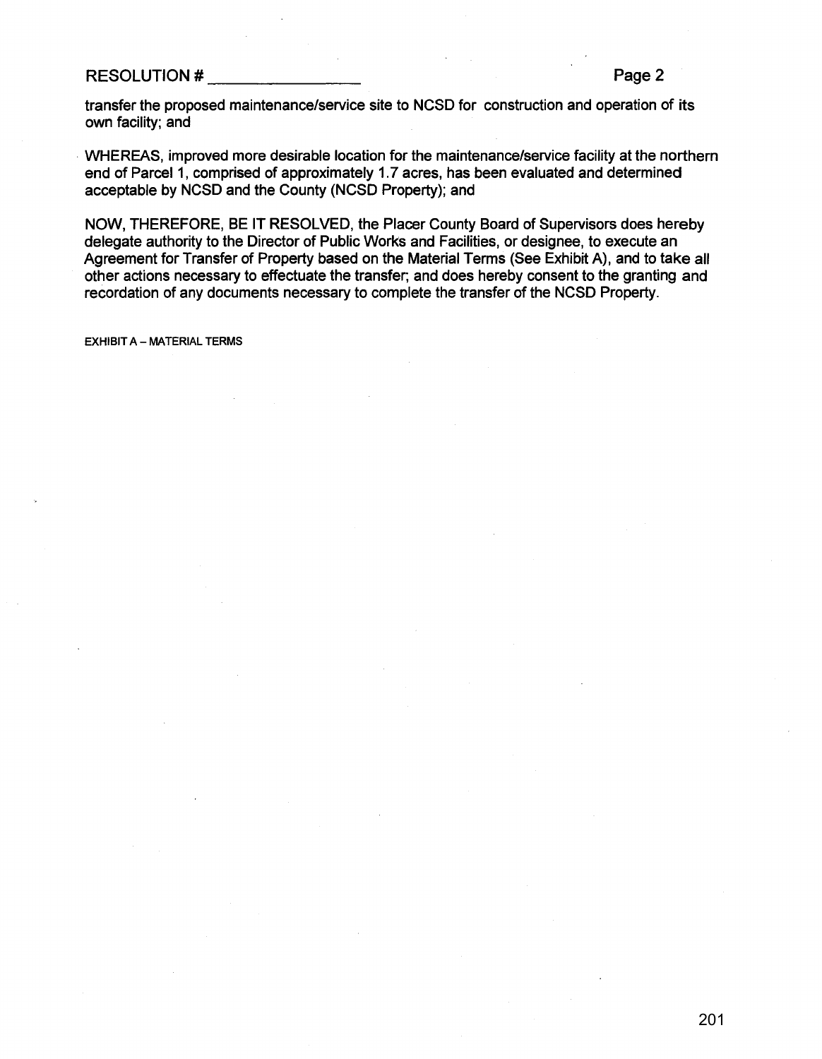transfer the proposed maintenance/service site to NCSD for construction and operation of its own facility; and

WHEREAS, improved more desirable location for the maintenance/service facility at the northern end of Parcel 1, comprised of approximately 1.7 acres, has been evaluated and determined acceptable by NCSD and the County (NCSD Property); and

NOW, THEREFORE, BE IT RESOLVED, the Placer County Board of Supervisors does hereby delegate authority to the Director of Public Works and Facilities, or designee, to execute an Agreement for Transfer of Property based on the Material Terms (See Exhibit A), and to take all other actions necessary to effectuate the transfer; and does hereby consent to the granting and recordation of any documents necessary to complete the transfer of the NCSD Property.

EXHIBIT A – MATERIAL TERMS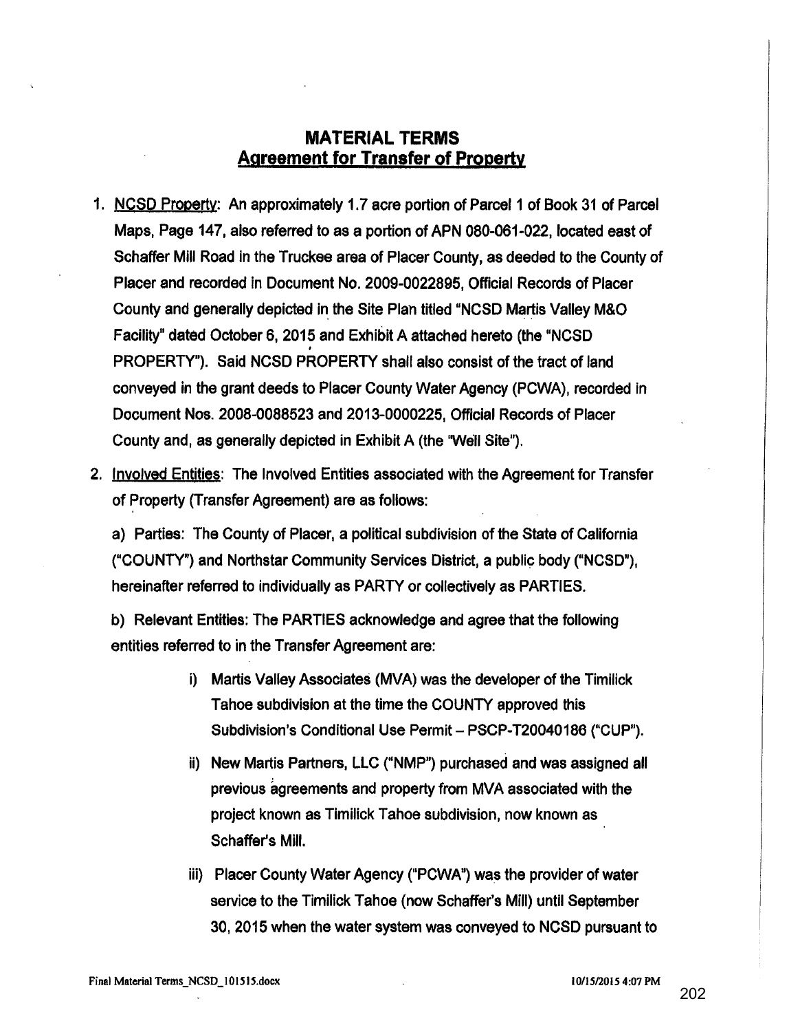# MATERIAL TERMS
## Agreement for Transfer of Property

1. NCSD Property: An approximately 1.7 acre portion of Parcel 1 of Book 31 of Parcel Maps, Page 147, also referred to as a portion of APN 080-061-022, located east of Schaffer Mill Road in the Truckee area of Placer County, as deeded to the County of Placer and recorded in Document No. 2009-0022895, Official Records of Placer County and generally depicted in the Site Plan titled "NCSD Martis Valley M&O Facility" dated October 6, 2015 and Exhibit A attached hereto (the "NCSD PROPERTY"). Said NCSD PROPERTY shall also consist of the tract of land conveyed in the grant deeds to Placer County Water Agency (PCWA), recorded in Document Nos. 2008-0088523 and 2013-0000225, Official Records of Placer County and, as generally depicted in Exhibit A (the "Well Site").

2. Involved Entities: The Involved Entities associated with the Agreement for Transfer of Property (Transfer Agreement) are as follows:

   a) Parties: The County of Placer, a political subdivision of the State of California ("COUNTY") and Northstar Community Services District, a public body ("NCSD"), hereinafter referred to individually as PARTY or collectively as PARTIES.

   b) Relevant Entities: The PARTIES acknowledge and agree that the following entities referred to in the Transfer Agreement are:

      i) Martis Valley Associates (MVA) was the developer of the Timilick Tahoe subdivision at the time the COUNTY approved this Subdivision's Conditional Use Permit – PSCP-T20040186 ("CUP").

      ii) New Martis Partners, LLC ("NMP") purchased and was assigned all previous agreements and property from MVA associated with the project known as Timilick Tahoe subdivision, now known as Schaffer's Mill.

      iii) Placer County Water Agency ("PCWA") was the provider of water service to the Timilick Tahoe (now Schaffer's Mill) until September 30, 2015 when the water system was conveyed to NCSD pursuant to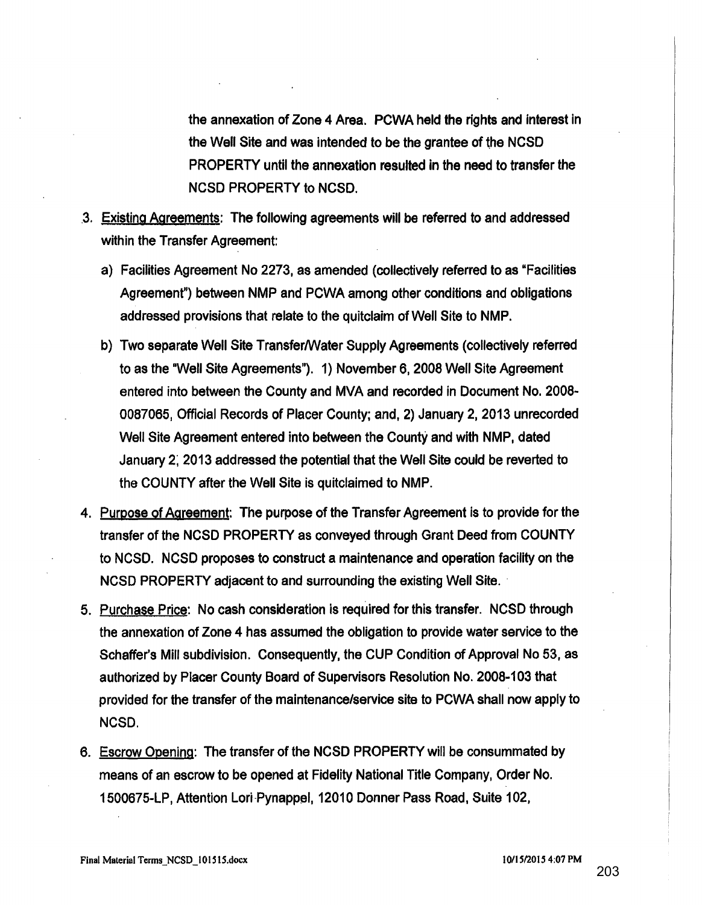the annexation of Zone 4 Area. PCWA held the rights and interest in the Well Site and was intended to be the grantee of the NCSD PROPERTY until the annexation resulted in the need to transfer the NCSD PROPERTY to NCSD.

3. Existing Agreements: The following agreements will be referred to and addressed within the Transfer Agreement:
   a) Facilities Agreement No 2273, as amended (collectively referred to as "Facilities Agreement") between NMP and PCWA among other conditions and obligations addressed provisions that relate to the quitclaim of Well Site to NMP.
   b) Two separate Well Site Transfer/Water Supply Agreements (collectively referred to as the "Well Site Agreements"). 1) November 6, 2008 Well Site Agreement entered into between the County and MVA and recorded in Document No. 2008-0087065, Official Records of Placer County; and, 2) January 2, 2013 unrecorded Well Site Agreement entered into between the County and with NMP, dated January 2, 2013 addressed the potential that the Well Site could be reverted to the COUNTY after the Well Site is quitclaimed to NMP.
4. Purpose of Agreement: The purpose of the Transfer Agreement is to provide for the transfer of the NCSD PROPERTY as conveyed through Grant Deed from COUNTY to NCSD. NCSD proposes to construct a maintenance and operation facility on the NCSD PROPERTY adjacent to and surrounding the existing Well Site.
5. Purchase Price: No cash consideration is required for this transfer. NCSD through the annexation of Zone 4 has assumed the obligation to provide water service to the Schaffer's Mill subdivision. Consequently, the CUP Condition of Approval No 53, as authorized by Placer County Board of Supervisors Resolution No. 2008-103 that provided for the transfer of the maintenance/service site to PCWA shall now apply to NCSD.
6. Escrow Opening: The transfer of the NCSD PROPERTY will be consummated by means of an escrow to be opened at Fidelity National Title Company, Order No. 1500675-LP, Attention Lori Pynappel, 12010 Donner Pass Road, Suite 102,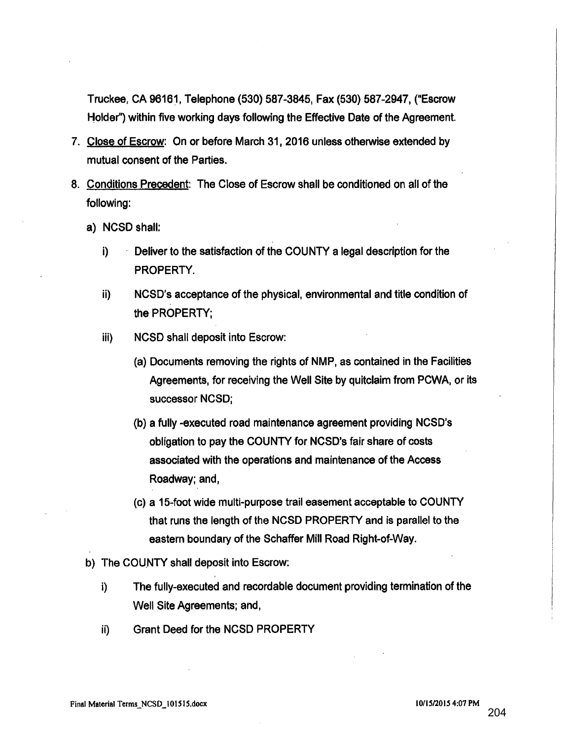Truckee, CA 96161, Telephone (530) 587-3845, Fax (530) 587-2947, ("Escrow Holder") within five working days following the Effective Date of the Agreement.

7. Close of Escrow: On or before March 31, 2016 unless otherwise extended by mutual consent of the Parties.

8. Conditions Precedent: The Close of Escrow shall be conditioned on all of the following:

   a) NCSD shall:

      i) Deliver to the satisfaction of the COUNTY a legal description for the PROPERTY.

      ii) NCSD's acceptance of the physical, environmental and title condition of the PROPERTY;

      iii) NCSD shall deposit into Escrow:

         (a) Documents removing the rights of NMP, as contained in the Facilities Agreements, for receiving the Well Site by quitclaim from PCWA, or its successor NCSD;

         (b) a fully -executed road maintenance agreement providing NCSD's obligation to pay the COUNTY for NCSD's fair share of costs associated with the operations and maintenance of the Access Roadway; and,

         (c) a 15-foot wide multi-purpose trail easement acceptable to COUNTY that runs the length of the NCSD PROPERTY and is parallel to the eastern boundary of the Schaffer Mill Road Right-of-Way.

   b) The COUNTY shall deposit into Escrow:

      i) The fully-executed and recordable document providing termination of the Well Site Agreements; and,

      ii) Grant Deed for the NCSD PROPERTY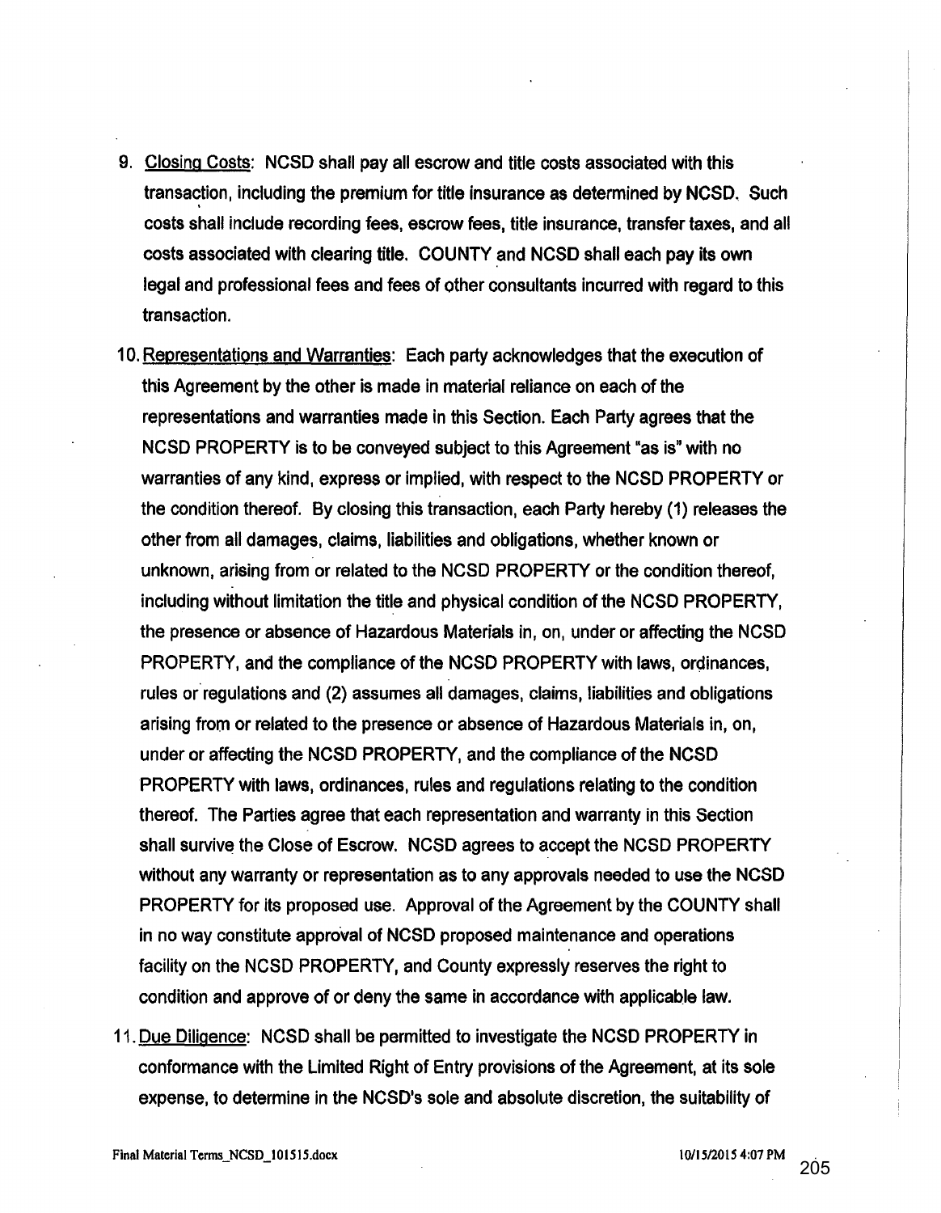9. <u>Closing Costs</u>: NCSD shall pay all escrow and title costs associated with this transaction, including the premium for title insurance as determined by NCSD. Such costs shall include recording fees, escrow fees, title insurance, transfer taxes, and all costs associated with clearing title. COUNTY and NCSD shall each pay its own legal and professional fees and fees of other consultants incurred with regard to this transaction.

10. <u>Representations and Warranties</u>: Each party acknowledges that the execution of this Agreement by the other is made in material reliance on each of the representations and warranties made in this Section. Each Party agrees that the NCSD PROPERTY is to be conveyed subject to this Agreement "as is" with no warranties of any kind, express or implied, with respect to the NCSD PROPERTY or the condition thereof. By closing this transaction, each Party hereby (1) releases the other from all damages, claims, liabilities and obligations, whether known or unknown, arising from or related to the NCSD PROPERTY or the condition thereof, including without limitation the title and physical condition of the NCSD PROPERTY, the presence or absence of Hazardous Materials in, on, under or affecting the NCSD PROPERTY, and the compliance of the NCSD PROPERTY with laws, ordinances, rules or regulations and (2) assumes all damages, claims, liabilities and obligations arising from or related to the presence or absence of Hazardous Materials in, on, under or affecting the NCSD PROPERTY, and the compliance of the NCSD PROPERTY with laws, ordinances, rules and regulations relating to the condition thereof. The Parties agree that each representation and warranty in this Section shall survive the Close of Escrow. NCSD agrees to accept the NCSD PROPERTY without any warranty or representation as to any approvals needed to use the NCSD PROPERTY for its proposed use. Approval of the Agreement by the COUNTY shall in no way constitute approval of NCSD proposed maintenance and operations facility on the NCSD PROPERTY, and County expressly reserves the right to condition and approve of or deny the same in accordance with applicable law.

11. <u>Due Diligence</u>: NCSD shall be permitted to investigate the NCSD PROPERTY in conformance with the Limited Right of Entry provisions of the Agreement, at its sole expense, to determine in the NCSD's sole and absolute discretion, the suitability of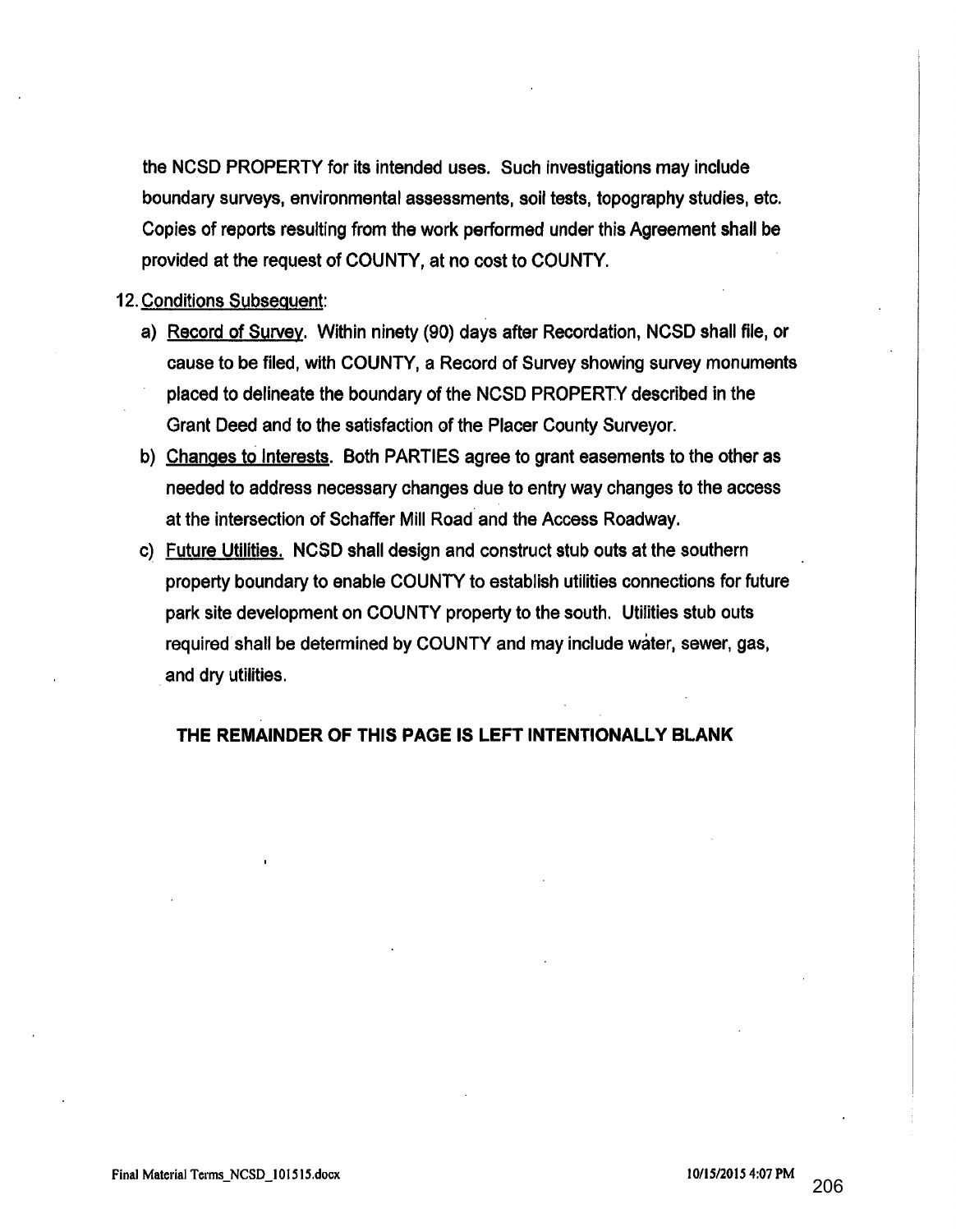the NCSD PROPERTY for its intended uses. Such investigations may include boundary surveys, environmental assessments, soil tests, topography studies, etc. Copies of reports resulting from the work performed under this Agreement shall be provided at the request of COUNTY, at no cost to COUNTY.

12. Conditions Subsequent:

a) Record of Survey. Within ninety (90) days after Recordation, NCSD shall file, or cause to be filed, with COUNTY, a Record of Survey showing survey monuments placed to delineate the boundary of the NCSD PROPERTY described in the Grant Deed and to the satisfaction of the Placer County Surveyor.

b) Changes to Interests. Both PARTIES agree to grant easements to the other as needed to address necessary changes due to entry way changes to the access at the intersection of Schaffer Mill Road and the Access Roadway.

c) Future Utilities. NCSD shall design and construct stub outs at the southern property boundary to enable COUNTY to establish utilities connections for future park site development on COUNTY property to the south. Utilities stub outs required shall be determined by COUNTY and may include water, sewer, gas, and dry utilities.

**THE REMAINDER OF THIS PAGE IS LEFT INTENTIONALLY BLANK**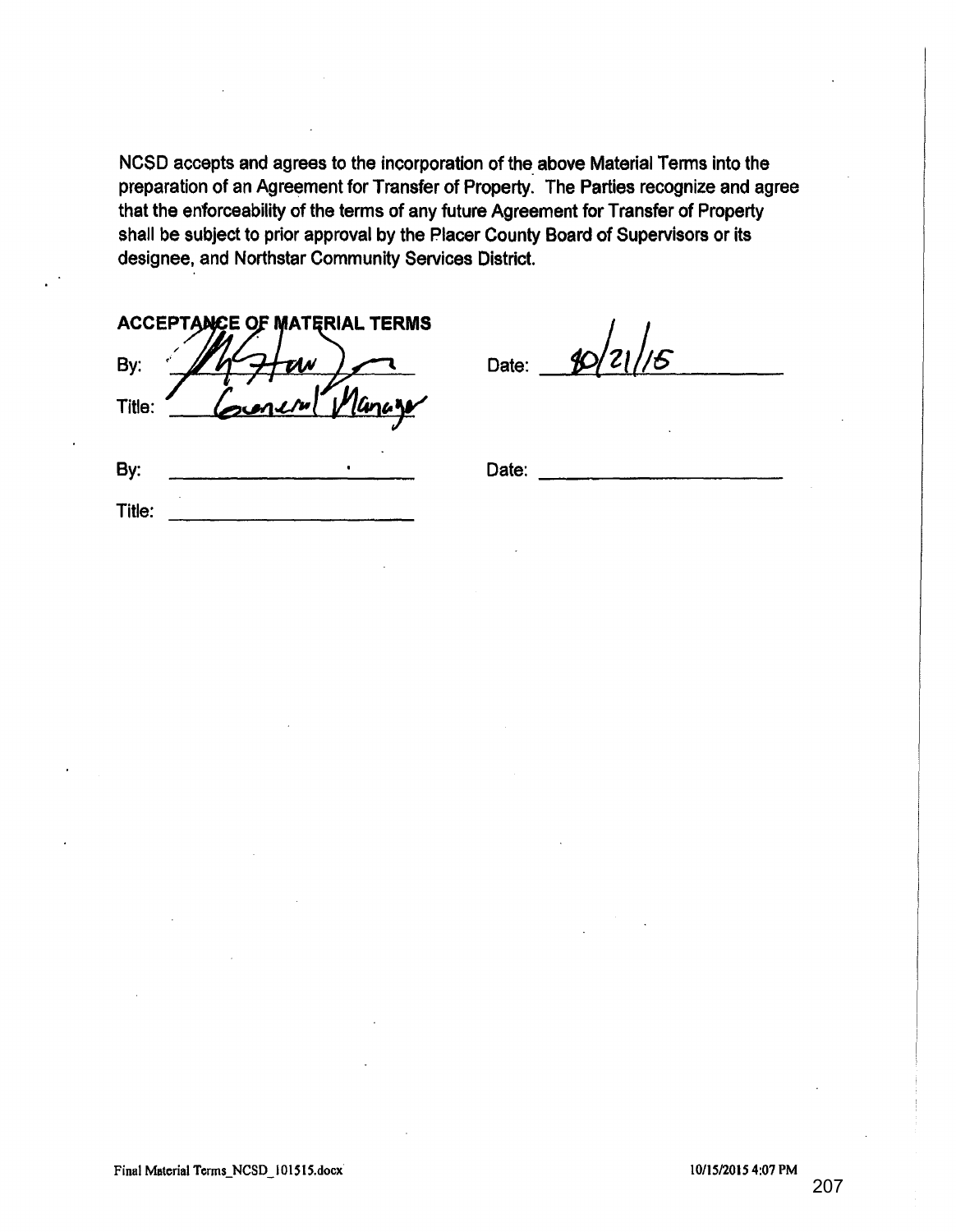NCSD accepts and agrees to the incorporation of the above Material Terms into the preparation of an Agreement for Transfer of Property. The Parties recognize and agree that the enforceability of the terms of any future Agreement for Transfer of Property shall be subject to prior approval by the Placer County Board of Supervisors or its designee, and Northstar Community Services District.

**ACCEPTANCE OF MATERIAL TERMS**

By: _[signature]_ Date: 10/21/15

Title: General Manager

By: ______________________ Date: ______________________

Title: ______________________

Final Material Terms_NCSD_101515.docx 10/15/2015 4:07 PM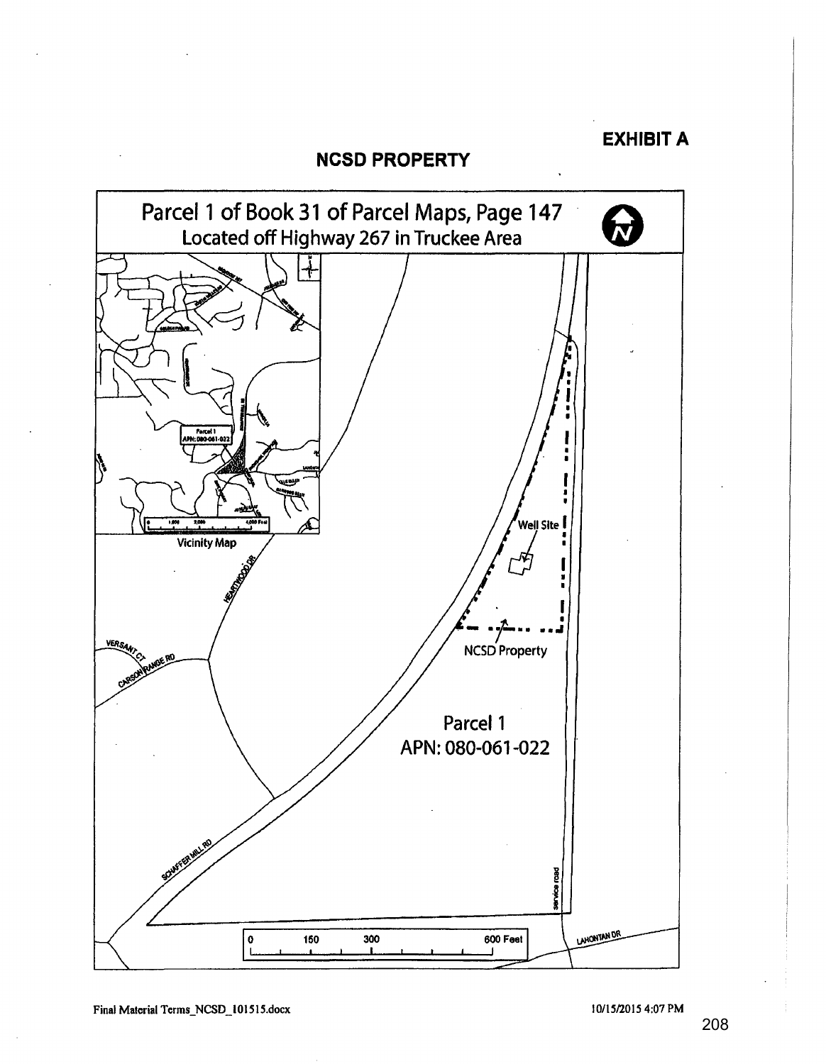# EXHIBIT A

## NCSD PROPERTY

Parcel 1 of Book 31 of Parcel Maps, Page 147
Located off Highway 267 in Truckee Area

Parcel 1
APN: 080-061-022

Vicinity Map

Well Site

NCSD Property

Parcel 1
APN: 080-061-022

HEARTWOOD DR

VERSANT CT

CARSON RANGE RD

SCHAFFER MILL RD

service road

LAHONTAN DR

0 150 300 600 Feet

Final Material Terms_NCSD_101515.docx

10/15/2015 4:07 PM